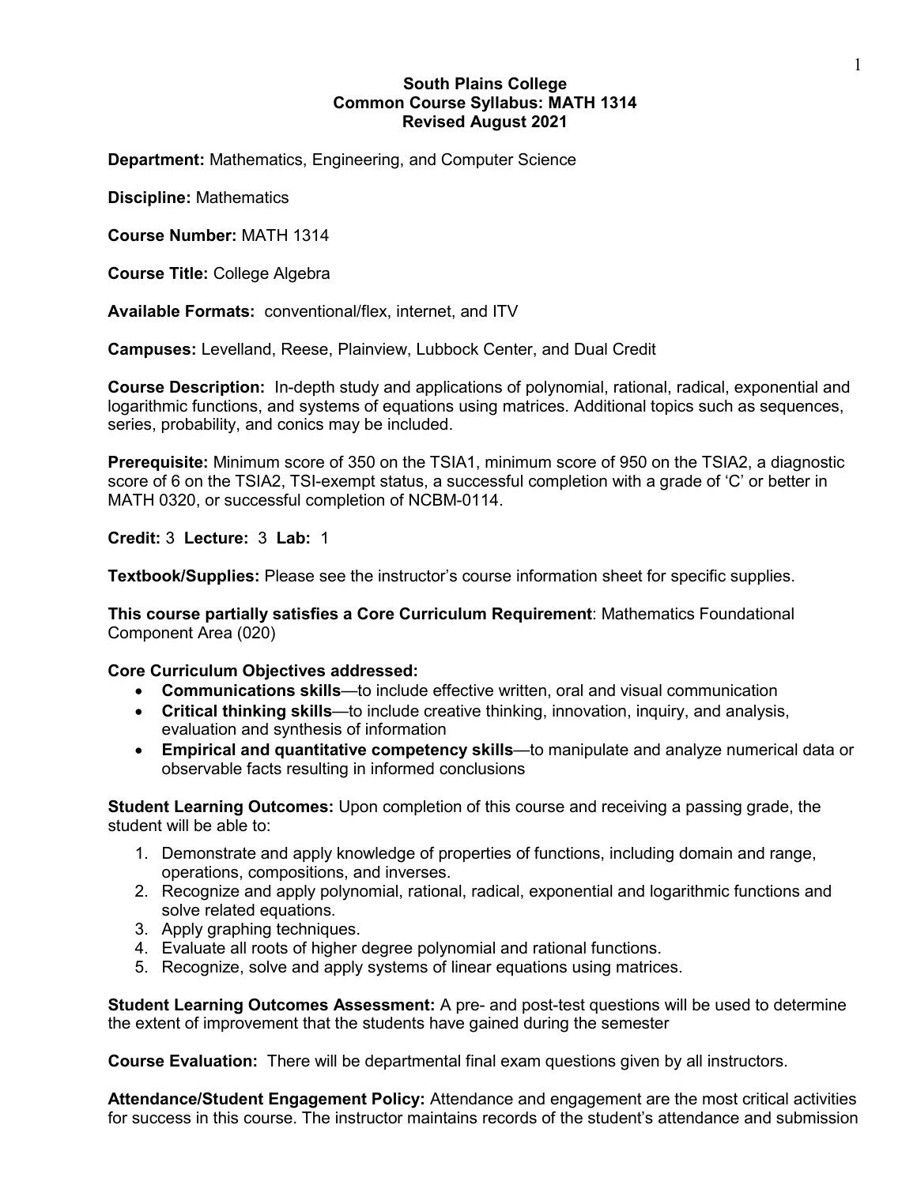# South Plains College
## Common Course Syllabus: MATH 1314
### Revised August 2021

**Department:** Mathematics, Engineering, and Computer Science

**Discipline:** Mathematics

**Course Number:** MATH 1314

**Course Title:** College Algebra

**Available Formats:** conventional/flex, internet, and ITV

**Campuses:** Levelland, Reese, Plainview, Lubbock Center, and Dual Credit

**Course Description:** In-depth study and applications of polynomial, rational, radical, exponential and logarithmic functions, and systems of equations using matrices. Additional topics such as sequences, series, probability, and conics may be included.

**Prerequisite:** Minimum score of 350 on the TSIA1, minimum score of 950 on the TSIA2, a diagnostic score of 6 on the TSIA2, TSI-exempt status, a successful completion with a grade of 'C' or better in MATH 0320, or successful completion of NCBM-0114.

**Credit:** 3 **Lecture:** 3 **Lab:** 1

**Textbook/Supplies:** Please see the instructor's course information sheet for specific supplies.

**This course partially satisfies a Core Curriculum Requirement**: Mathematics Foundational Component Area (020)

**Core Curriculum Objectives addressed:**

- **Communications skills**—to include effective written, oral and visual communication
- **Critical thinking skills**—to include creative thinking, innovation, inquiry, and analysis, evaluation and synthesis of information
- **Empirical and quantitative competency skills**—to manipulate and analyze numerical data or observable facts resulting in informed conclusions

**Student Learning Outcomes:** Upon completion of this course and receiving a passing grade, the student will be able to:

1. Demonstrate and apply knowledge of properties of functions, including domain and range, operations, compositions, and inverses.
2. Recognize and apply polynomial, rational, radical, exponential and logarithmic functions and solve related equations.
3. Apply graphing techniques.
4. Evaluate all roots of higher degree polynomial and rational functions.
5. Recognize, solve and apply systems of linear equations using matrices.

**Student Learning Outcomes Assessment:** A pre- and post-test questions will be used to determine the extent of improvement that the students have gained during the semester

**Course Evaluation:** There will be departmental final exam questions given by all instructors.

**Attendance/Student Engagement Policy:** Attendance and engagement are the most critical activities for success in this course. The instructor maintains records of the student's attendance and submission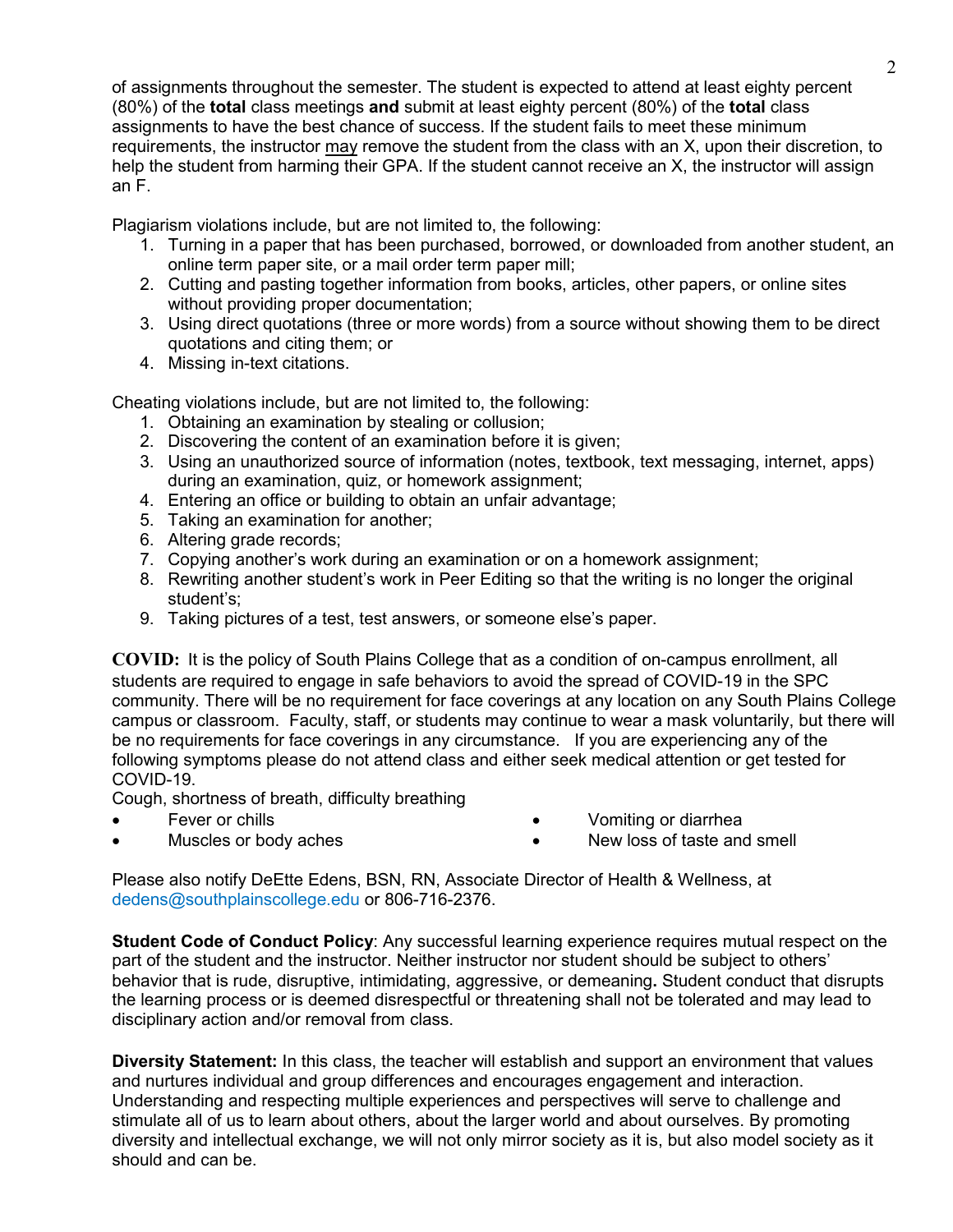of assignments throughout the semester. The student is expected to attend at least eighty percent (80%) of the **total** class meetings **and** submit at least eighty percent (80%) of the **total** class assignments to have the best chance of success. If the student fails to meet these minimum requirements, the instructor <u>may</u> remove the student from the class with an X, upon their discretion, to help the student from harming their GPA. If the student cannot receive an X, the instructor will assign an F.

Plagiarism violations include, but are not limited to, the following:

1. Turning in a paper that has been purchased, borrowed, or downloaded from another student, an online term paper site, or a mail order term paper mill;
2. Cutting and pasting together information from books, articles, other papers, or online sites without providing proper documentation;
3. Using direct quotations (three or more words) from a source without showing them to be direct quotations and citing them; or
4. Missing in-text citations.

Cheating violations include, but are not limited to, the following:

1. Obtaining an examination by stealing or collusion;
2. Discovering the content of an examination before it is given;
3. Using an unauthorized source of information (notes, textbook, text messaging, internet, apps) during an examination, quiz, or homework assignment;
4. Entering an office or building to obtain an unfair advantage;
5. Taking an examination for another;
6. Altering grade records;
7. Copying another's work during an examination or on a homework assignment;
8. Rewriting another student's work in Peer Editing so that the writing is no longer the original student's;
9. Taking pictures of a test, test answers, or someone else's paper.

**COVID:** It is the policy of South Plains College that as a condition of on-campus enrollment, all students are required to engage in safe behaviors to avoid the spread of COVID-19 in the SPC community. There will be no requirement for face coverings at any location on any South Plains College campus or classroom. Faculty, staff, or students may continue to wear a mask voluntarily, but there will be no requirements for face coverings in any circumstance. If you are experiencing any of the following symptoms please do not attend class and either seek medical attention or get tested for COVID-19.

Cough, shortness of breath, difficulty breathing

- Fever or chills
- Muscles or body aches
- Vomiting or diarrhea
- New loss of taste and smell

Please also notify DeEtte Edens, BSN, RN, Associate Director of Health & Wellness, at dedens@southplainscollege.edu or 806-716-2376.

**Student Code of Conduct Policy**: Any successful learning experience requires mutual respect on the part of the student and the instructor. Neither instructor nor student should be subject to others' behavior that is rude, disruptive, intimidating, aggressive, or demeaning**.** Student conduct that disrupts the learning process or is deemed disrespectful or threatening shall not be tolerated and may lead to disciplinary action and/or removal from class.

**Diversity Statement:** In this class, the teacher will establish and support an environment that values and nurtures individual and group differences and encourages engagement and interaction. Understanding and respecting multiple experiences and perspectives will serve to challenge and stimulate all of us to learn about others, about the larger world and about ourselves. By promoting diversity and intellectual exchange, we will not only mirror society as it is, but also model society as it should and can be.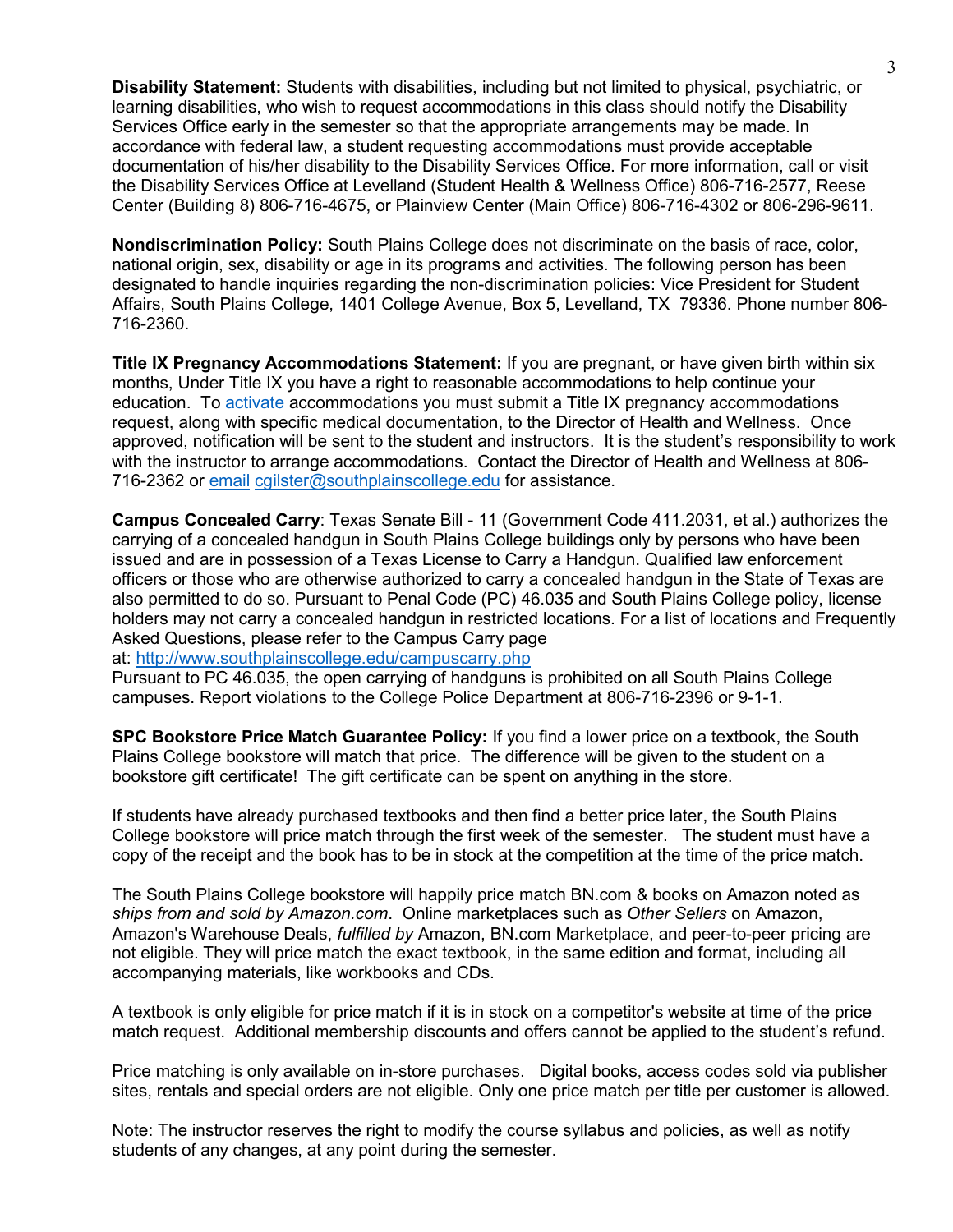**Disability Statement:** Students with disabilities, including but not limited to physical, psychiatric, or learning disabilities, who wish to request accommodations in this class should notify the Disability Services Office early in the semester so that the appropriate arrangements may be made. In accordance with federal law, a student requesting accommodations must provide acceptable documentation of his/her disability to the Disability Services Office. For more information, call or visit the Disability Services Office at Levelland (Student Health & Wellness Office) 806-716-2577, Reese Center (Building 8) 806-716-4675, or Plainview Center (Main Office) 806-716-4302 or 806-296-9611.

**Nondiscrimination Policy:** South Plains College does not discriminate on the basis of race, color, national origin, sex, disability or age in its programs and activities. The following person has been designated to handle inquiries regarding the non-discrimination policies: Vice President for Student Affairs, South Plains College, 1401 College Avenue, Box 5, Levelland, TX 79336. Phone number 806-716-2360.

**Title IX Pregnancy Accommodations Statement:** If you are pregnant, or have given birth within six months, Under Title IX you have a right to reasonable accommodations to help continue your education. To activate accommodations you must submit a Title IX pregnancy accommodations request, along with specific medical documentation, to the Director of Health and Wellness. Once approved, notification will be sent to the student and instructors. It is the student's responsibility to work with the instructor to arrange accommodations. Contact the Director of Health and Wellness at 806-716-2362 or email cgilster@southplainscollege.edu for assistance.

**Campus Concealed Carry**: Texas Senate Bill - 11 (Government Code 411.2031, et al.) authorizes the carrying of a concealed handgun in South Plains College buildings only by persons who have been issued and are in possession of a Texas License to Carry a Handgun. Qualified law enforcement officers or those who are otherwise authorized to carry a concealed handgun in the State of Texas are also permitted to do so. Pursuant to Penal Code (PC) 46.035 and South Plains College policy, license holders may not carry a concealed handgun in restricted locations. For a list of locations and Frequently Asked Questions, please refer to the Campus Carry page at: http://www.southplainscollege.edu/campuscarry.php
Pursuant to PC 46.035, the open carrying of handguns is prohibited on all South Plains College campuses. Report violations to the College Police Department at 806-716-2396 or 9-1-1.

**SPC Bookstore Price Match Guarantee Policy:** If you find a lower price on a textbook, the South Plains College bookstore will match that price. The difference will be given to the student on a bookstore gift certificate! The gift certificate can be spent on anything in the store.

If students have already purchased textbooks and then find a better price later, the South Plains College bookstore will price match through the first week of the semester. The student must have a copy of the receipt and the book has to be in stock at the competition at the time of the price match.

The South Plains College bookstore will happily price match BN.com & books on Amazon noted as *ships from and sold by Amazon.com*. Online marketplaces such as *Other Sellers* on Amazon, Amazon's Warehouse Deals, *fulfilled by* Amazon, BN.com Marketplace, and peer-to-peer pricing are not eligible. They will price match the exact textbook, in the same edition and format, including all accompanying materials, like workbooks and CDs.

A textbook is only eligible for price match if it is in stock on a competitor's website at time of the price match request. Additional membership discounts and offers cannot be applied to the student's refund.

Price matching is only available on in-store purchases. Digital books, access codes sold via publisher sites, rentals and special orders are not eligible. Only one price match per title per customer is allowed.

Note: The instructor reserves the right to modify the course syllabus and policies, as well as notify students of any changes, at any point during the semester.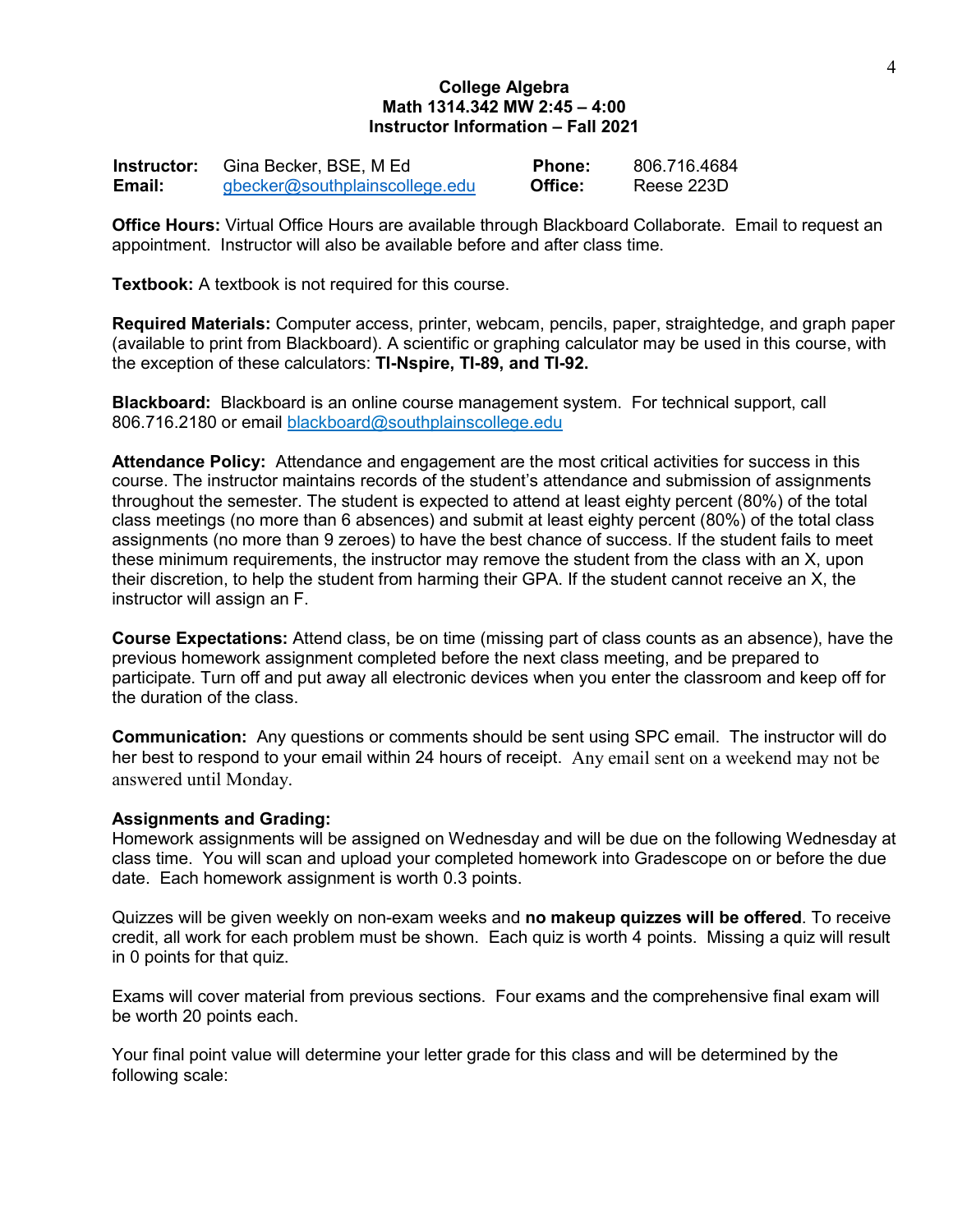**College Algebra**
**Math 1314.342 MW 2:45 – 4:00**
**Instructor Information – Fall 2021**

| | | | |
|---|---|---|---|
| **Instructor:** | Gina Becker, BSE, M Ed | **Phone:** | 806.716.4684 |
| **Email:** | gbecker@southplainscollege.edu | **Office:** | Reese 223D |

**Office Hours:** Virtual Office Hours are available through Blackboard Collaborate. Email to request an appointment. Instructor will also be available before and after class time.

**Textbook:** A textbook is not required for this course.

**Required Materials:** Computer access, printer, webcam, pencils, paper, straightedge, and graph paper (available to print from Blackboard). A scientific or graphing calculator may be used in this course, with the exception of these calculators: **TI-Nspire, TI-89, and TI-92.**

**Blackboard:** Blackboard is an online course management system. For technical support, call 806.716.2180 or email blackboard@southplainscollege.edu

**Attendance Policy:** Attendance and engagement are the most critical activities for success in this course. The instructor maintains records of the student's attendance and submission of assignments throughout the semester. The student is expected to attend at least eighty percent (80%) of the total class meetings (no more than 6 absences) and submit at least eighty percent (80%) of the total class assignments (no more than 9 zeroes) to have the best chance of success. If the student fails to meet these minimum requirements, the instructor may remove the student from the class with an X, upon their discretion, to help the student from harming their GPA. If the student cannot receive an X, the instructor will assign an F.

**Course Expectations:** Attend class, be on time (missing part of class counts as an absence), have the previous homework assignment completed before the next class meeting, and be prepared to participate. Turn off and put away all electronic devices when you enter the classroom and keep off for the duration of the class.

**Communication:** Any questions or comments should be sent using SPC email. The instructor will do her best to respond to your email within 24 hours of receipt. Any email sent on a weekend may not be answered until Monday.

**Assignments and Grading:**
Homework assignments will be assigned on Wednesday and will be due on the following Wednesday at class time. You will scan and upload your completed homework into Gradescope on or before the due date. Each homework assignment is worth 0.3 points.

Quizzes will be given weekly on non-exam weeks and **no makeup quizzes will be offered**. To receive credit, all work for each problem must be shown. Each quiz is worth 4 points. Missing a quiz will result in 0 points for that quiz.

Exams will cover material from previous sections. Four exams and the comprehensive final exam will be worth 20 points each.

Your final point value will determine your letter grade for this class and will be determined by the following scale: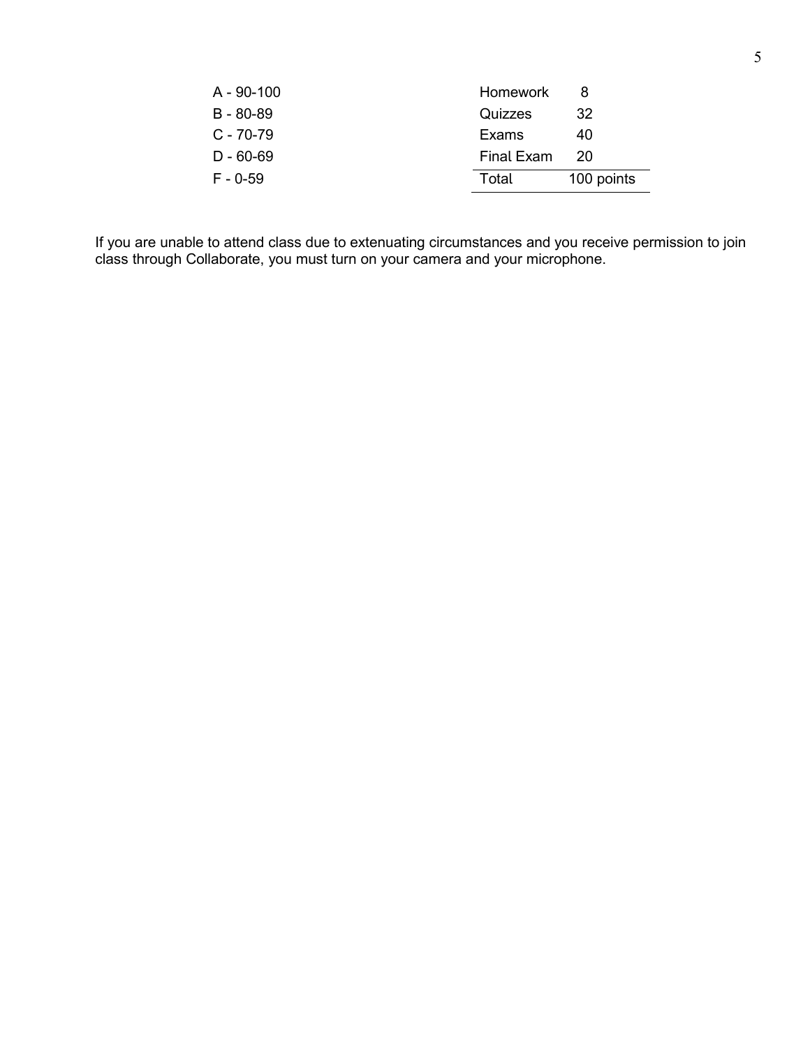| Grade | Range |
|---|---|
| A | 90-100 |
| B | 80-89 |
| C | 70-79 |
| D | 60-69 |
| F | 0-59 |

| Category | Points |
|---|---|
| Homework | 8 |
| Quizzes | 32 |
| Exams | 40 |
| Final Exam | 20 |
| Total | 100 points |

If you are unable to attend class due to extenuating circumstances and you receive permission to join class through Collaborate, you must turn on your camera and your microphone.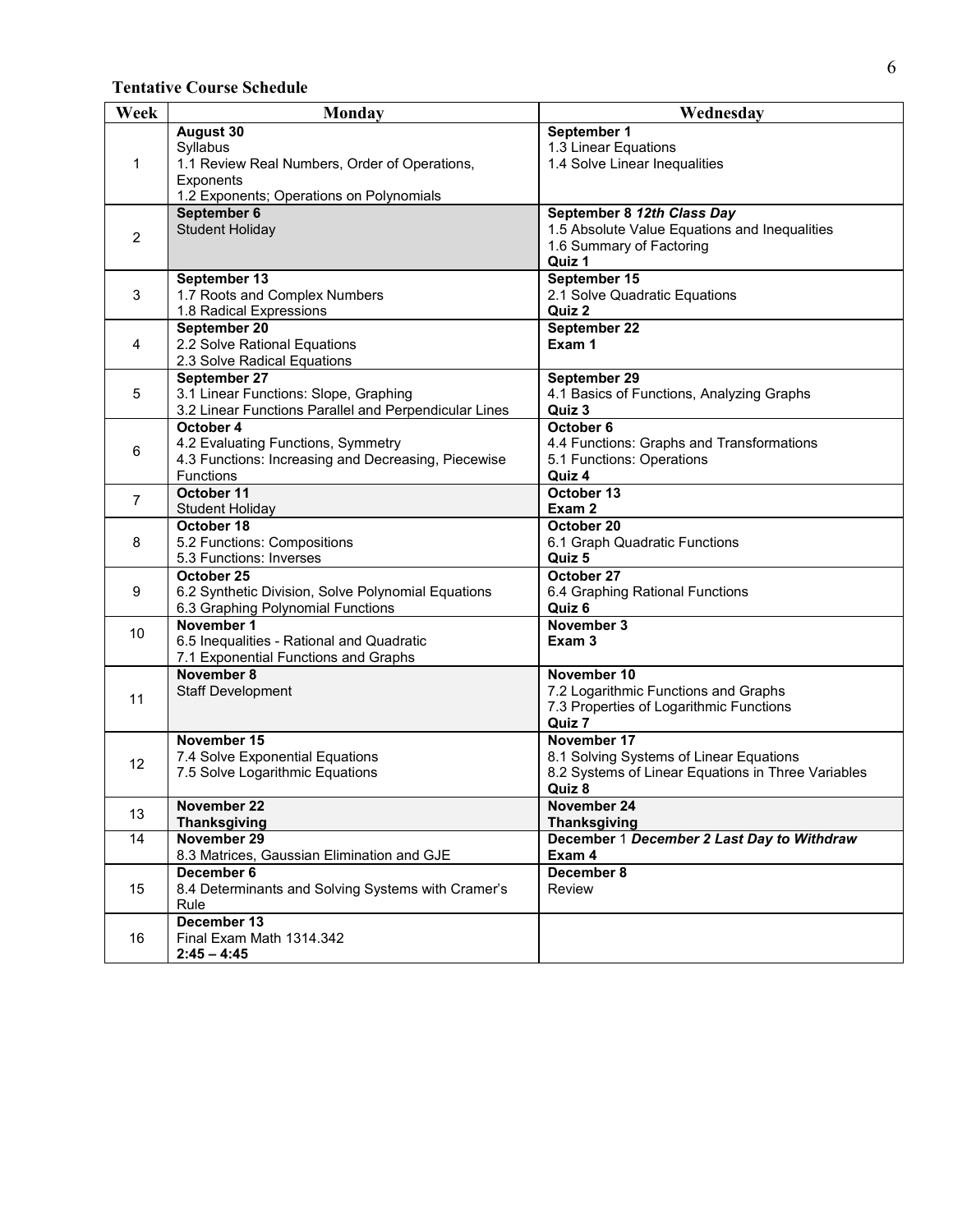**Tentative Course Schedule**

| Week | Monday | Wednesday |
|---|---|---|
| 1 | **August 30**<br>Syllabus<br>1.1 Review Real Numbers, Order of Operations, Exponents<br>1.2 Exponents; Operations on Polynomials | **September 1**<br>1.3 Linear Equations<br>1.4 Solve Linear Inequalities |
| 2 | **September 6**<br>Student Holiday | **September 8** ***12th Class Day***<br>1.5 Absolute Value Equations and Inequalities<br>1.6 Summary of Factoring<br>**Quiz 1** |
| 3 | **September 13**<br>1.7 Roots and Complex Numbers<br>1.8 Radical Expressions | **September 15**<br>2.1 Solve Quadratic Equations<br>**Quiz 2** |
| 4 | **September 20**<br>2.2 Solve Rational Equations<br>2.3 Solve Radical Equations | **September 22**<br>**Exam 1** |
| 5 | **September 27**<br>3.1 Linear Functions: Slope, Graphing<br>3.2 Linear Functions Parallel and Perpendicular Lines | **September 29**<br>4.1 Basics of Functions, Analyzing Graphs<br>**Quiz 3** |
| 6 | **October 4**<br>4.2 Evaluating Functions, Symmetry<br>4.3 Functions: Increasing and Decreasing, Piecewise Functions | **October 6**<br>4.4 Functions: Graphs and Transformations<br>5.1 Functions: Operations<br>**Quiz 4** |
| 7 | **October 11**<br>Student Holiday | **October 13**<br>**Exam 2** |
| 8 | **October 18**<br>5.2 Functions: Compositions<br>5.3 Functions: Inverses | **October 20**<br>6.1 Graph Quadratic Functions<br>**Quiz 5** |
| 9 | **October 25**<br>6.2 Synthetic Division, Solve Polynomial Equations<br>6.3 Graphing Polynomial Functions | **October 27**<br>6.4 Graphing Rational Functions<br>**Quiz 6** |
| 10 | **November 1**<br>6.5 Inequalities - Rational and Quadratic<br>7.1 Exponential Functions and Graphs | **November 3**<br>**Exam 3** |
| 11 | **November 8**<br>Staff Development | **November 10**<br>7.2 Logarithmic Functions and Graphs<br>7.3 Properties of Logarithmic Functions<br>**Quiz 7** |
| 12 | **November 15**<br>7.4 Solve Exponential Equations<br>7.5 Solve Logarithmic Equations | **November 17**<br>8.1 Solving Systems of Linear Equations<br>8.2 Systems of Linear Equations in Three Variables<br>**Quiz 8** |
| 13 | **November 22**<br>**Thanksgiving** | **November 24**<br>**Thanksgiving** |
| 14 | **November 29**<br>8.3 Matrices, Gaussian Elimination and GJE | **December** 1 ***December 2 Last Day to Withdraw***<br>**Exam 4** |
| 15 | **December 6**<br>8.4 Determinants and Solving Systems with Cramer's Rule | **December 8**<br>Review |
| 16 | **December 13**<br>Final Exam Math 1314.342<br>**2:45 – 4:45** | |